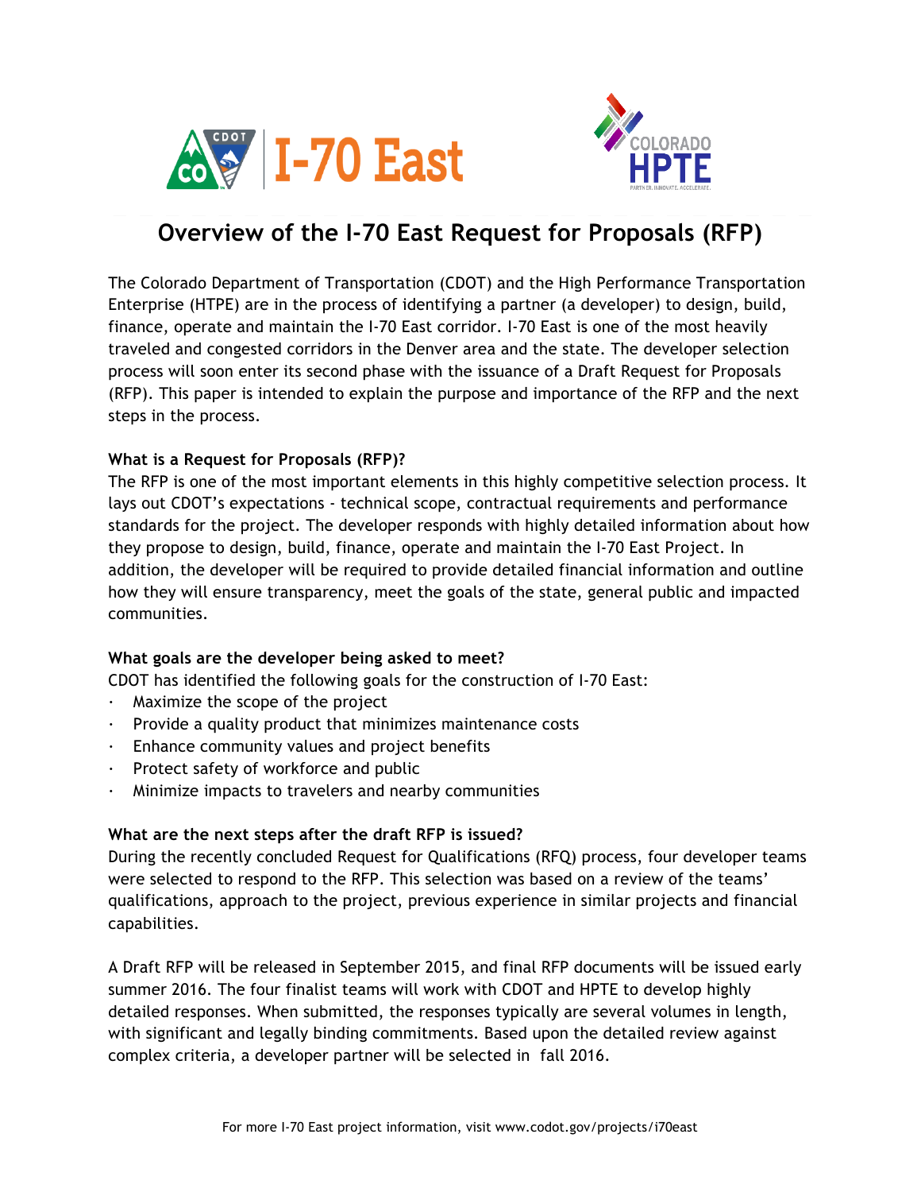# Overview of the I-70 East Request for Proposals (RFP)

The Colorado Department of Transportation (CDOT) and the High Performance Transportation Enterprise (HTPE) are in the process of identifying a partner (a developer) to design, build, finance, operate and maintain the I-70 East corridor. I-70 East is one of the most heavily traveled and congested corridors in the Denver area and the state. The developer selection process will soon enter its second phase with the issuance of a Draft Request for Proposals (RFP). This paper is intended to explain the purpose and importance of the RFP and the next steps in the process.

**What is a Request for Proposals (RFP)?**

The RFP is one of the most important elements in this highly competitive selection process. It lays out CDOT's expectations - technical scope, contractual requirements and performance standards for the project. The developer responds with highly detailed information about how they propose to design, build, finance, operate and maintain the I-70 East Project. In addition, the developer will be required to provide detailed financial information and outline how they will ensure transparency, meet the goals of the state, general public and impacted communities.

**What goals are the developer being asked to meet?**

CDOT has identified the following goals for the construction of I-70 East:

- Maximize the scope of the project
- Provide a quality product that minimizes maintenance costs
- Enhance community values and project benefits
- Protect safety of workforce and public
- Minimize impacts to travelers and nearby communities

**What are the next steps after the draft RFP is issued?**

During the recently concluded Request for Qualifications (RFQ) process, four developer teams were selected to respond to the RFP. This selection was based on a review of the teams' qualifications, approach to the project, previous experience in similar projects and financial capabilities.

A Draft RFP will be released in September 2015, and final RFP documents will be issued early summer 2016. The four finalist teams will work with CDOT and HPTE to develop highly detailed responses. When submitted, the responses typically are several volumes in length, with significant and legally binding commitments. Based upon the detailed review against complex criteria, a developer partner will be selected in fall 2016.

For more I-70 East project information, visit www.codot.gov/projects/i70east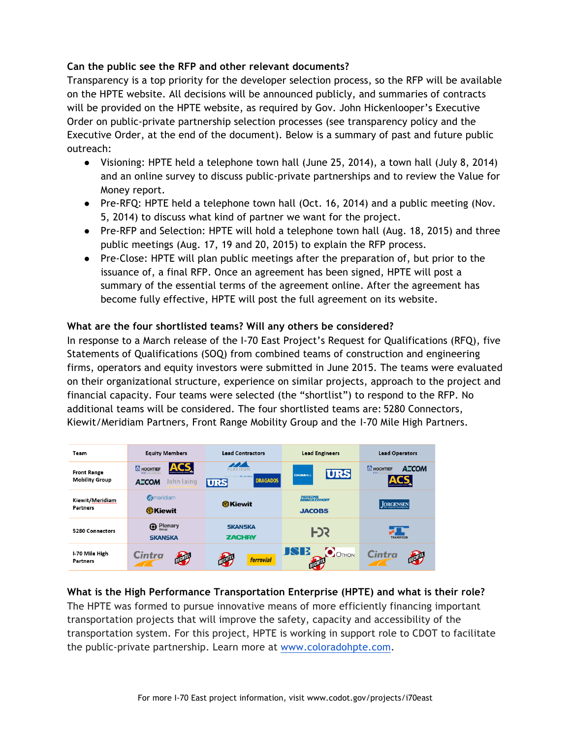**Can the public see the RFP and other relevant documents?**

Transparency is a top priority for the developer selection process, so the RFP will be available on the HPTE website. All decisions will be announced publicly, and summaries of contracts will be provided on the HPTE website, as required by Gov. John Hickenlooper's Executive Order on public-private partnership selection processes (see transparency policy and the Executive Order, at the end of the document). Below is a summary of past and future public outreach:

- Visioning: HPTE held a telephone town hall (June 25, 2014), a town hall (July 8, 2014) and an online survey to discuss public-private partnerships and to review the Value for Money report.
- Pre-RFQ: HPTE held a telephone town hall (Oct. 16, 2014) and a public meeting (Nov. 5, 2014) to discuss what kind of partner we want for the project.
- Pre-RFP and Selection: HPTE will hold a telephone town hall (Aug. 18, 2015) and three public meetings (Aug. 17, 19 and 20, 2015) to explain the RFP process.
- Pre-Close: HPTE will plan public meetings after the preparation of, but prior to the issuance of, a final RFP. Once an agreement has been signed, HPTE will post a summary of the essential terms of the agreement online. After the agreement has become fully effective, HPTE will post the full agreement on its website.

**What are the four shortlisted teams? Will any others be considered?**

In response to a March release of the I-70 East Project's Request for Qualifications (RFQ), five Statements of Qualifications (SOQ) from combined teams of construction and engineering firms, operators and equity investors were submitted in June 2015. The teams were evaluated on their organizational structure, experience on similar projects, approach to the project and financial capacity. Four teams were selected (the "shortlist") to respond to the RFP. No additional teams will be considered. The four shortlisted teams are: 5280 Connectors, Kiewit/Meridiam Partners, Front Range Mobility Group and the I-70 Mile High Partners.

| Team | Equity Members | Lead Contractors | Lead Engineers | Lead Operators |
|---|---|---|---|---|
| Front Range Mobility Group | Hochtief, ACS, AECOM, John Laing | Flatiron, URS, Dragados | CH2M Hill, URS | Hochtief, AECOM, ACS |
| Kiewit/Meridiam Partners | Meridiam, Kiewit | Kiewit | Parsons Brinckerhoff, Jacobs | Jorgensen |
| 5280 Connectors | Plenary Group, Skanska | Skanska, Zachry | HDR | Transfield |
| I-70 Mile High Partners | Cintra, Bechtel | Bechtel, Ferrovial | JSE, Othon, Bechtel | Cintra, Bechtel |

**What is the High Performance Transportation Enterprise (HPTE) and what is their role?**

The HPTE was formed to pursue innovative means of more efficiently financing important transportation projects that will improve the safety, capacity and accessibility of the transportation system. For this project, HPTE is working in support role to CDOT to facilitate the public-private partnership. Learn more at www.coloradohpte.com.